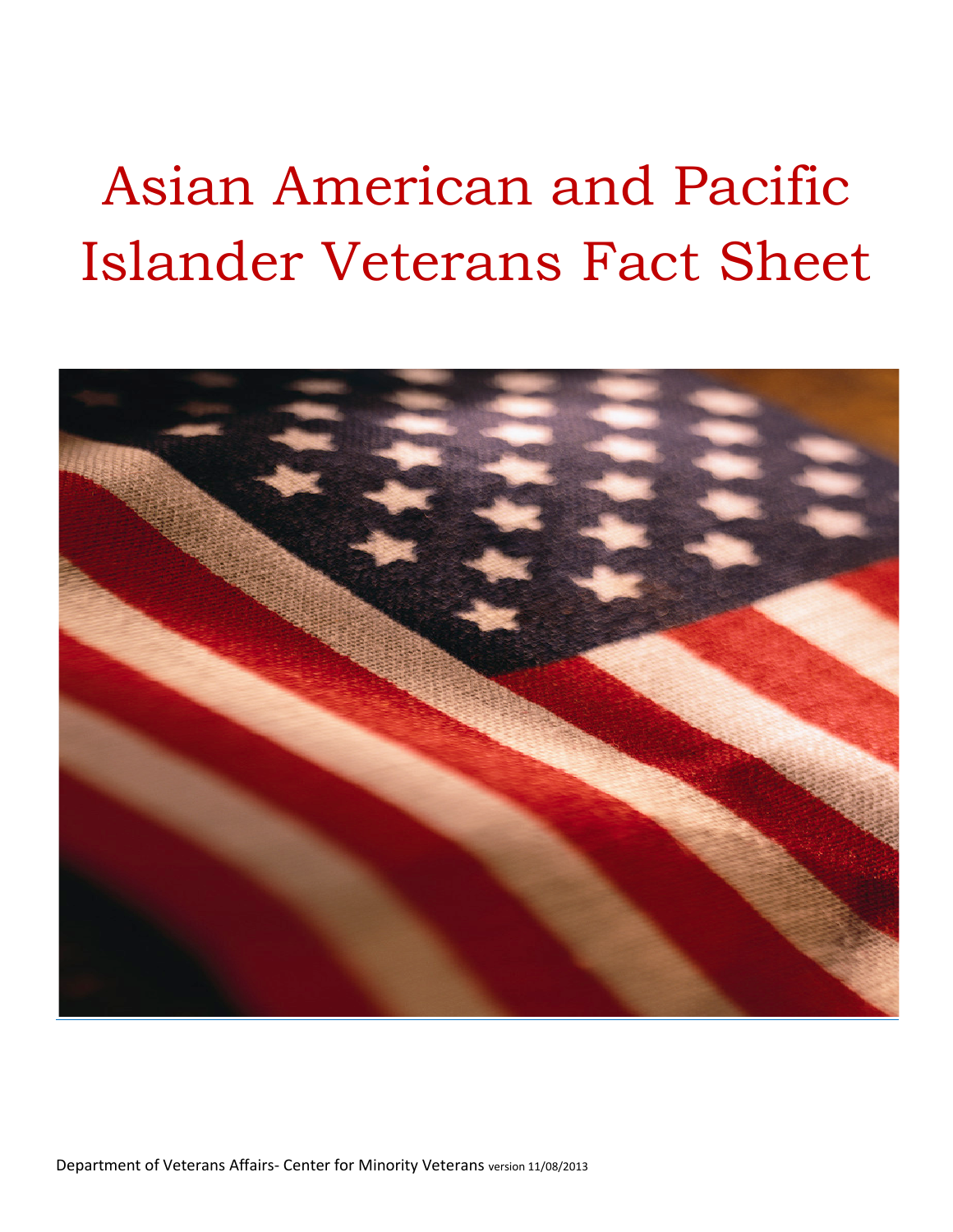# Asian American and Pacific Islander Veterans Fact Sheet

Department of Veterans Affairs- Center for Minority Veterans version 11/08/2013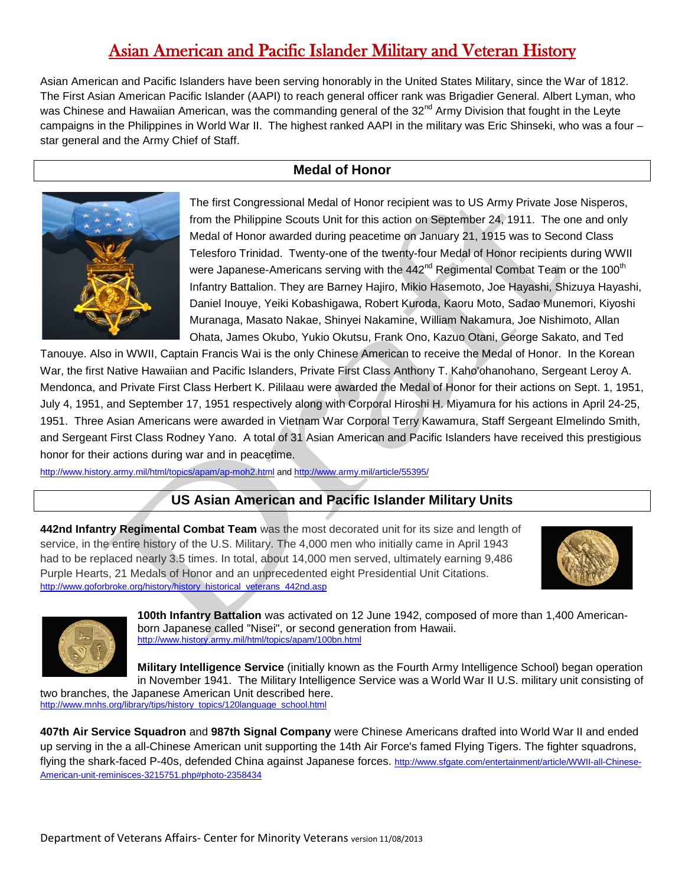# Asian American and Pacific Islander Military and Veteran History

Asian American and Pacific Islanders have been serving honorably in the United States Military, since the War of 1812. The First Asian American Pacific Islander (AAPI) to reach general officer rank was Brigadier General. Albert Lyman, who was Chinese and Hawaiian American, was the commanding general of the 32nd Army Division that fought in the Leyte campaigns in the Philippines in World War II. The highest ranked AAPI in the military was Eric Shinseki, who was a four – star general and the Army Chief of Staff.

## Medal of Honor

The first Congressional Medal of Honor recipient was to US Army Private Jose Nisperos, from the Philippine Scouts Unit for this action on September 24, 1911. The one and only Medal of Honor awarded during peacetime on January 21, 1915 was to Second Class Telesforo Trinidad. Twenty-one of the twenty-four Medal of Honor recipients during WWII were Japanese-Americans serving with the 442nd Regimental Combat Team or the 100th Infantry Battalion. They are Barney Hajiro, Mikio Hasemoto, Joe Hayashi, Shizuya Hayashi, Daniel Inouye, Yeiki Kobashigawa, Robert Kuroda, Kaoru Moto, Sadao Munemori, Kiyoshi Muranaga, Masato Nakae, Shinyei Nakamine, William Nakamura, Joe Nishimoto, Allan Ohata, James Okubo, Yukio Okutsu, Frank Ono, Kazuo Otani, George Sakato, and Ted Tanouye. Also in WWII, Captain Francis Wai is the only Chinese American to receive the Medal of Honor. In the Korean War, the first Native Hawaiian and Pacific Islanders, Private First Class Anthony T. Kaho'ohanohano, Sergeant Leroy A. Mendonca, and Private First Class Herbert K. Pililaau were awarded the Medal of Honor for their actions on Sept. 1, 1951, July 4, 1951, and September 17, 1951 respectively along with Corporal Hiroshi H. Miyamura for his actions in April 24-25, 1951. Three Asian Americans were awarded in Vietnam War Corporal Terry Kawamura, Staff Sergeant Elmelindo Smith, and Sergeant First Class Rodney Yano. A total of 31 Asian American and Pacific Islanders have received this prestigious honor for their actions during war and in peacetime.

http://www.history.army.mil/html/topics/apam/ap-moh2.html and http://www.army.mil/article/55395/

## US Asian American and Pacific Islander Military Units

**442nd Infantry Regimental Combat Team** was the most decorated unit for its size and length of service, in the entire history of the U.S. Military. The 4,000 men who initially came in April 1943 had to be replaced nearly 3.5 times. In total, about 14,000 men served, ultimately earning 9,486 Purple Hearts, 21 Medals of Honor and an unprecedented eight Presidential Unit Citations.
http://www.goforbroke.org/history/history_historical_veterans_442nd.asp

**100th Infantry Battalion** was activated on 12 June 1942, composed of more than 1,400 American-born Japanese called "Nisei", or second generation from Hawaii.
http://www.history.army.mil/html/topics/apam/100bn.html

**Military Intelligence Service** (initially known as the Fourth Army Intelligence School) began operation in November 1941. The Military Intelligence Service was a World War II U.S. military unit consisting of two branches, the Japanese American Unit described here.
http://www.mnhs.org/library/tips/history_topics/120language_school.html

**407th Air Service Squadron** and **987th Signal Company** were Chinese Americans drafted into World War II and ended up serving in the a all-Chinese American unit supporting the 14th Air Force's famed Flying Tigers. The fighter squadrons, flying the shark-faced P-40s, defended China against Japanese forces. http://www.sfgate.com/entertainment/article/WWII-all-Chinese-American-unit-reminisces-3215751.php#photo-2358434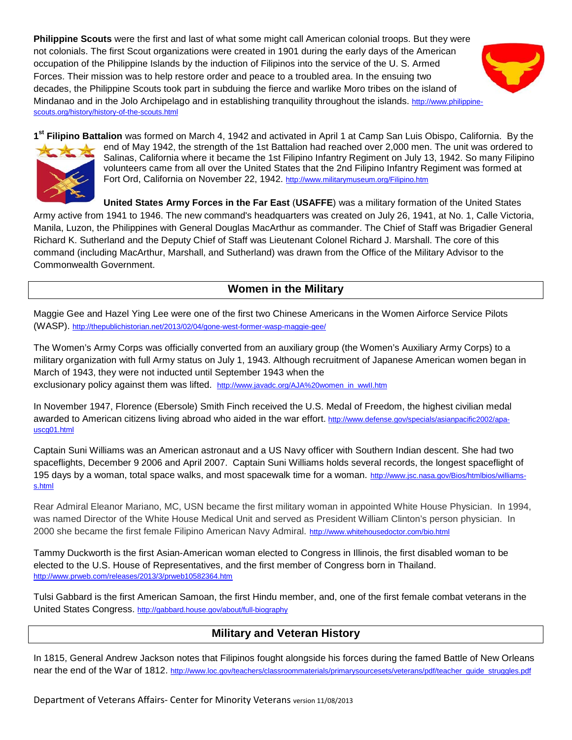**Philippine Scouts** were the first and last of what some might call American colonial troops. But they were not colonials. The first Scout organizations were created in 1901 during the early days of the American occupation of the Philippine Islands by the induction of Filipinos into the service of the U. S. Armed Forces. Their mission was to help restore order and peace to a troubled area. In the ensuing two decades, the Philippine Scouts took part in subduing the fierce and warlike Moro tribes on the island of Mindanao and in the Jolo Archipelago and in establishing tranquility throughout the islands. http://www.philippine-scouts.org/history/history-of-the-scouts.html

**1st Filipino Battalion** was formed on March 4, 1942 and activated in April 1 at Camp San Luis Obispo, California. By the end of May 1942, the strength of the 1st Battalion had reached over 2,000 men. The unit was ordered to Salinas, California where it became the 1st Filipino Infantry Regiment on July 13, 1942. So many Filipino volunteers came from all over the United States that the 2nd Filipino Infantry Regiment was formed at Fort Ord, California on November 22, 1942. http://www.militarymuseum.org/Filipino.htm

**United States Army Forces in the Far East** (**USAFFE**) was a military formation of the United States Army active from 1941 to 1946. The new command's headquarters was created on July 26, 1941, at No. 1, Calle Victoria, Manila, Luzon, the Philippines with General Douglas MacArthur as commander. The Chief of Staff was Brigadier General Richard K. Sutherland and the Deputy Chief of Staff was Lieutenant Colonel Richard J. Marshall. The core of this command (including MacArthur, Marshall, and Sutherland) was drawn from the Office of the Military Advisor to the Commonwealth Government.

## Women in the Military

Maggie Gee and Hazel Ying Lee were one of the first two Chinese Americans in the Women Airforce Service Pilots (WASP). http://thepublichistorian.net/2013/02/04/gone-west-former-wasp-maggie-gee/

The Women's Army Corps was officially converted from an auxiliary group (the Women's Auxiliary Army Corps) to a military organization with full Army status on July 1, 1943. Although recruitment of Japanese American women began in March of 1943, they were not inducted until September 1943 when the exclusionary policy against them was lifted. http://www.javadc.org/AJA%20women_in_wwII.htm

In November 1947, Florence (Ebersole) Smith Finch received the U.S. Medal of Freedom, the highest civilian medal awarded to American citizens living abroad who aided in the war effort. http://www.defense.gov/specials/asianpacific2002/apa-uscg01.html

Captain Suni Williams was an American astronaut and a US Navy officer with Southern Indian descent. She had two spaceflights, December 9 2006 and April 2007. Captain Suni Williams holds several records, the longest spaceflight of 195 days by a woman, total space walks, and most spacewalk time for a woman. http://www.jsc.nasa.gov/Bios/htmlbios/williams-s.html

Rear Admiral Eleanor Mariano, MC, USN became the first military woman in appointed White House Physician. In 1994, was named Director of the White House Medical Unit and served as President William Clinton's person physician. In 2000 she became the first female Filipino American Navy Admiral. http://www.whitehousedoctor.com/bio.html

Tammy Duckworth is the first Asian-American woman elected to Congress in Illinois, the first disabled woman to be elected to the U.S. House of Representatives, and the first member of Congress born in Thailand. http://www.prweb.com/releases/2013/3/prweb10582364.htm

Tulsi Gabbard is the first American Samoan, the first Hindu member, and, one of the first female combat veterans in the United States Congress. http://gabbard.house.gov/about/full-biography

## Military and Veteran History

In 1815, General Andrew Jackson notes that Filipinos fought alongside his forces during the famed Battle of New Orleans near the end of the War of 1812. http://www.loc.gov/teachers/classroommaterials/primarysourcesets/veterans/pdf/teacher_guide_struggles.pdf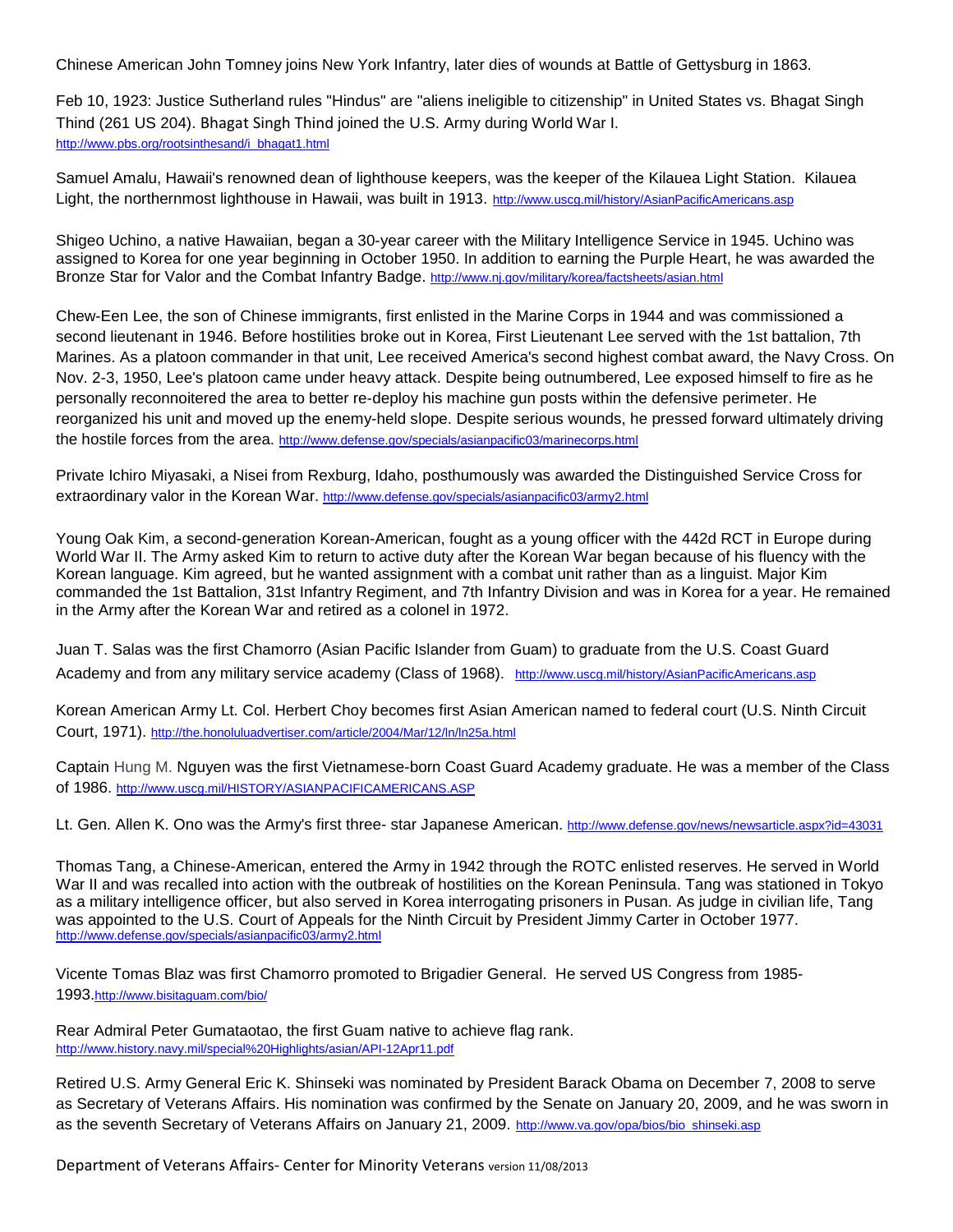Chinese American John Tomney joins New York Infantry, later dies of wounds at Battle of Gettysburg in 1863.

Feb 10, 1923: Justice Sutherland rules "Hindus" are "aliens ineligible to citizenship" in United States vs. Bhagat Singh Thind (261 US 204). Bhagat Singh Thind joined the U.S. Army during World War I. http://www.pbs.org/rootsinthesand/i_bhagat1.html

Samuel Amalu, Hawaii's renowned dean of lighthouse keepers, was the keeper of the Kilauea Light Station. Kilauea Light, the northernmost lighthouse in Hawaii, was built in 1913. http://www.uscg.mil/history/AsianPacificAmericans.asp

Shigeo Uchino, a native Hawaiian, began a 30-year career with the Military Intelligence Service in 1945. Uchino was assigned to Korea for one year beginning in October 1950. In addition to earning the Purple Heart, he was awarded the Bronze Star for Valor and the Combat Infantry Badge. http://www.nj.gov/military/korea/factsheets/asian.html

Chew-Een Lee, the son of Chinese immigrants, first enlisted in the Marine Corps in 1944 and was commissioned a second lieutenant in 1946. Before hostilities broke out in Korea, First Lieutenant Lee served with the 1st battalion, 7th Marines. As a platoon commander in that unit, Lee received America's second highest combat award, the Navy Cross. On Nov. 2-3, 1950, Lee's platoon came under heavy attack. Despite being outnumbered, Lee exposed himself to fire as he personally reconnoitered the area to better re-deploy his machine gun posts within the defensive perimeter. He reorganized his unit and moved up the enemy-held slope. Despite serious wounds, he pressed forward ultimately driving the hostile forces from the area. http://www.defense.gov/specials/asianpacific03/marinecorps.html

Private Ichiro Miyasaki, a Nisei from Rexburg, Idaho, posthumously was awarded the Distinguished Service Cross for extraordinary valor in the Korean War. http://www.defense.gov/specials/asianpacific03/army2.html

Young Oak Kim, a second-generation Korean-American, fought as a young officer with the 442d RCT in Europe during World War II. The Army asked Kim to return to active duty after the Korean War began because of his fluency with the Korean language. Kim agreed, but he wanted assignment with a combat unit rather than as a linguist. Major Kim commanded the 1st Battalion, 31st Infantry Regiment, and 7th Infantry Division and was in Korea for a year. He remained in the Army after the Korean War and retired as a colonel in 1972.

Juan T. Salas was the first Chamorro (Asian Pacific Islander from Guam) to graduate from the U.S. Coast Guard Academy and from any military service academy (Class of 1968). http://www.uscg.mil/history/AsianPacificAmericans.asp

Korean American Army Lt. Col. Herbert Choy becomes first Asian American named to federal court (U.S. Ninth Circuit Court, 1971). http://the.honoluluadvertiser.com/article/2004/Mar/12/ln/ln25a.html

Captain Hung M. Nguyen was the first Vietnamese-born Coast Guard Academy graduate. He was a member of the Class of 1986. http://www.uscg.mil/HISTORY/ASIANPACIFICAMERICANS.ASP

Lt. Gen. Allen K. Ono was the Army's first three- star Japanese American. http://www.defense.gov/news/newsarticle.aspx?id=43031

Thomas Tang, a Chinese-American, entered the Army in 1942 through the ROTC enlisted reserves. He served in World War II and was recalled into action with the outbreak of hostilities on the Korean Peninsula. Tang was stationed in Tokyo as a military intelligence officer, but also served in Korea interrogating prisoners in Pusan. As judge in civilian life, Tang was appointed to the U.S. Court of Appeals for the Ninth Circuit by President Jimmy Carter in October 1977. http://www.defense.gov/specials/asianpacific03/army2.html

Vicente Tomas Blaz was first Chamorro promoted to Brigadier General. He served US Congress from 1985-1993. http://www.bisitaguam.com/bio/

Rear Admiral Peter Gumataotao, the first Guam native to achieve flag rank. http://www.history.navy.mil/special%20Highlights/asian/API-12Apr11.pdf

Retired U.S. Army General Eric K. Shinseki was nominated by President Barack Obama on December 7, 2008 to serve as Secretary of Veterans Affairs. His nomination was confirmed by the Senate on January 20, 2009, and he was sworn in as the seventh Secretary of Veterans Affairs on January 21, 2009. http://www.va.gov/opa/bios/bio_shinseki.asp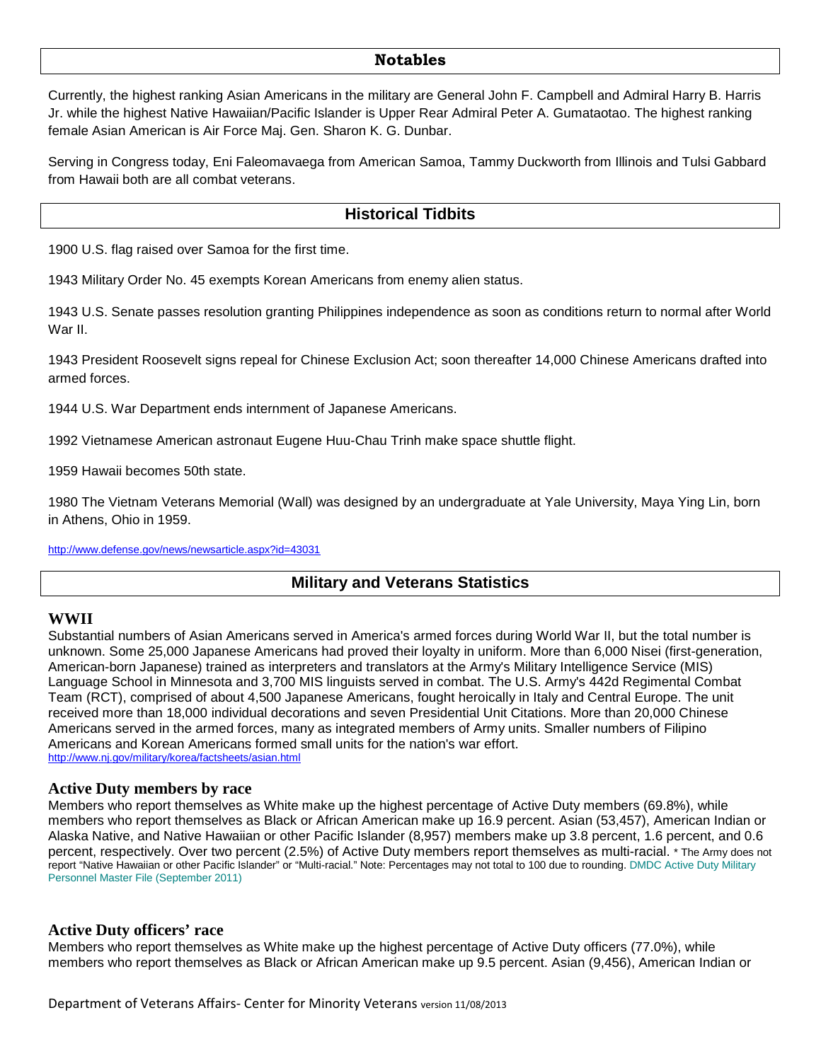## Notables

Currently, the highest ranking Asian Americans in the military are General John F. Campbell and Admiral Harry B. Harris Jr. while the highest Native Hawaiian/Pacific Islander is Upper Rear Admiral Peter A. Gumataotao. The highest ranking female Asian American is Air Force Maj. Gen. Sharon K. G. Dunbar.

Serving in Congress today, Eni Faleomavaega from American Samoa, Tammy Duckworth from Illinois and Tulsi Gabbard from Hawaii both are all combat veterans.

## Historical Tidbits

1900 U.S. flag raised over Samoa for the first time.

1943 Military Order No. 45 exempts Korean Americans from enemy alien status.

1943 U.S. Senate passes resolution granting Philippines independence as soon as conditions return to normal after World War II.

1943 President Roosevelt signs repeal for Chinese Exclusion Act; soon thereafter 14,000 Chinese Americans drafted into armed forces.

1944 U.S. War Department ends internment of Japanese Americans.

1992 Vietnamese American astronaut Eugene Huu-Chau Trinh make space shuttle flight.

1959 Hawaii becomes 50th state.

1980 The Vietnam Veterans Memorial (Wall) was designed by an undergraduate at Yale University, Maya Ying Lin, born in Athens, Ohio in 1959.

http://www.defense.gov/news/newsarticle.aspx?id=43031

## Military and Veterans Statistics

### WWII

Substantial numbers of Asian Americans served in America's armed forces during World War II, but the total number is unknown. Some 25,000 Japanese Americans had proved their loyalty in uniform. More than 6,000 Nisei (first-generation, American-born Japanese) trained as interpreters and translators at the Army's Military Intelligence Service (MIS) Language School in Minnesota and 3,700 MIS linguists served in combat. The U.S. Army's 442d Regimental Combat Team (RCT), comprised of about 4,500 Japanese Americans, fought heroically in Italy and Central Europe. The unit received more than 18,000 individual decorations and seven Presidential Unit Citations. More than 20,000 Chinese Americans served in the armed forces, many as integrated members of Army units. Smaller numbers of Filipino Americans and Korean Americans formed small units for the nation's war effort.
http://www.nj.gov/military/korea/factsheets/asian.html

### Active Duty members by race

Members who report themselves as White make up the highest percentage of Active Duty members (69.8%), while members who report themselves as Black or African American make up 16.9 percent. Asian (53,457), American Indian or Alaska Native, and Native Hawaiian or other Pacific Islander (8,957) members make up 3.8 percent, 1.6 percent, and 0.6 percent, respectively. Over two percent (2.5%) of Active Duty members report themselves as multi-racial. * The Army does not report "Native Hawaiian or other Pacific Islander" or "Multi-racial." Note: Percentages may not total to 100 due to rounding. DMDC Active Duty Military Personnel Master File (September 2011)

### Active Duty officers' race

Members who report themselves as White make up the highest percentage of Active Duty officers (77.0%), while members who report themselves as Black or African American make up 9.5 percent. Asian (9,456), American Indian or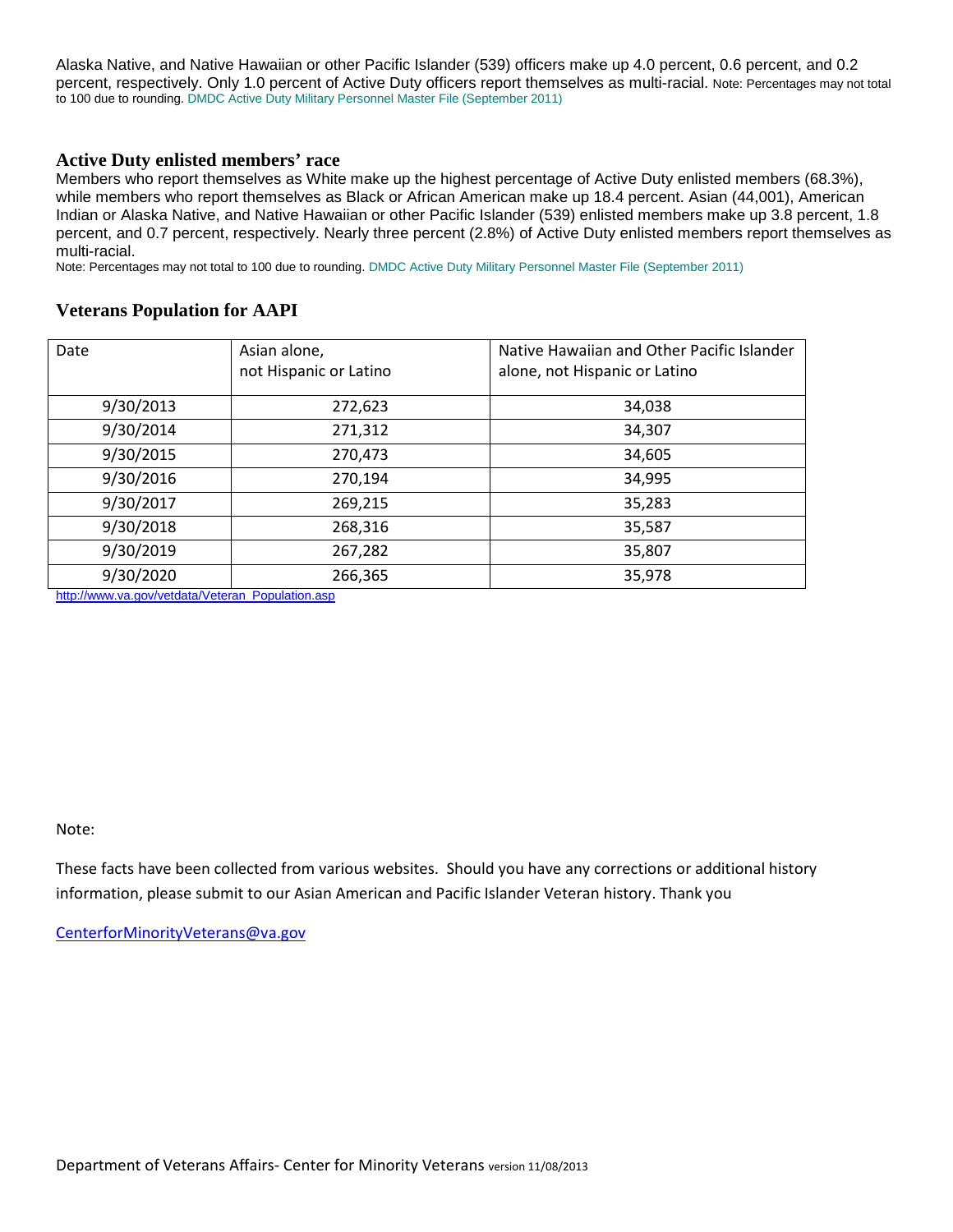Alaska Native, and Native Hawaiian or other Pacific Islander (539) officers make up 4.0 percent, 0.6 percent, and 0.2 percent, respectively. Only 1.0 percent of Active Duty officers report themselves as multi-racial. Note: Percentages may not total to 100 due to rounding. DMDC Active Duty Military Personnel Master File (September 2011)

### Active Duty enlisted members' race

Members who report themselves as White make up the highest percentage of Active Duty enlisted members (68.3%), while members who report themselves as Black or African American make up 18.4 percent. Asian (44,001), American Indian or Alaska Native, and Native Hawaiian or other Pacific Islander (539) enlisted members make up 3.8 percent, 1.8 percent, and 0.7 percent, respectively. Nearly three percent (2.8%) of Active Duty enlisted members report themselves as multi-racial.

Note: Percentages may not total to 100 due to rounding. DMDC Active Duty Military Personnel Master File (September 2011)

### Veterans Population for AAPI

| Date | Asian alone, not Hispanic or Latino | Native Hawaiian and Other Pacific Islander alone, not Hispanic or Latino |
|---|---|---|
| 9/30/2013 | 272,623 | 34,038 |
| 9/30/2014 | 271,312 | 34,307 |
| 9/30/2015 | 270,473 | 34,605 |
| 9/30/2016 | 270,194 | 34,995 |
| 9/30/2017 | 269,215 | 35,283 |
| 9/30/2018 | 268,316 | 35,587 |
| 9/30/2019 | 267,282 | 35,807 |
| 9/30/2020 | 266,365 | 35,978 |

http://www.va.gov/vetdata/Veteran_Population.asp

Note:

These facts have been collected from various websites. Should you have any corrections or additional history information, please submit to our Asian American and Pacific Islander Veteran history. Thank you

CenterforMinorityVeterans@va.gov